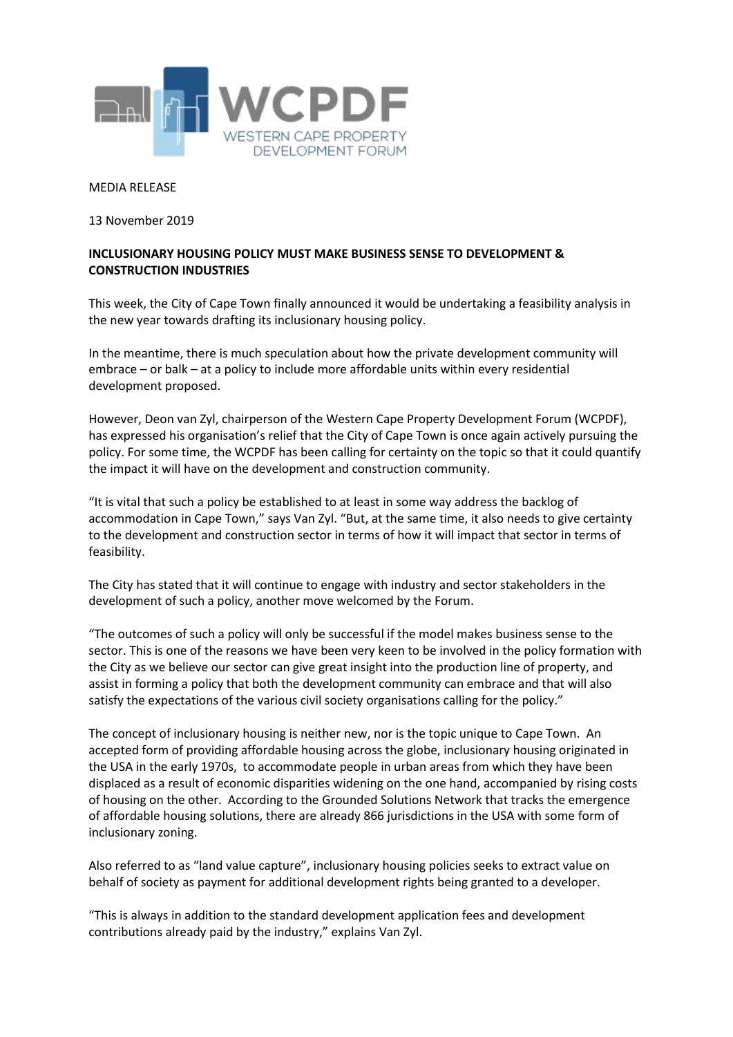WCPDF
WESTERN CAPE PROPERTY DEVELOPMENT FORUM

MEDIA RELEASE

13 November 2019

**INCLUSIONARY HOUSING POLICY MUST MAKE BUSINESS SENSE TO DEVELOPMENT & CONSTRUCTION INDUSTRIES**

This week, the City of Cape Town finally announced it would be undertaking a feasibility analysis in the new year towards drafting its inclusionary housing policy.

In the meantime, there is much speculation about how the private development community will embrace – or balk – at a policy to include more affordable units within every residential development proposed.

However, Deon van Zyl, chairperson of the Western Cape Property Development Forum (WCPDF), has expressed his organisation's relief that the City of Cape Town is once again actively pursuing the policy. For some time, the WCPDF has been calling for certainty on the topic so that it could quantify the impact it will have on the development and construction community.

"It is vital that such a policy be established to at least in some way address the backlog of accommodation in Cape Town," says Van Zyl. "But, at the same time, it also needs to give certainty to the development and construction sector in terms of how it will impact that sector in terms of feasibility.

The City has stated that it will continue to engage with industry and sector stakeholders in the development of such a policy, another move welcomed by the Forum.

"The outcomes of such a policy will only be successful if the model makes business sense to the sector. This is one of the reasons we have been very keen to be involved in the policy formation with the City as we believe our sector can give great insight into the production line of property, and assist in forming a policy that both the development community can embrace and that will also satisfy the expectations of the various civil society organisations calling for the policy."

The concept of inclusionary housing is neither new, nor is the topic unique to Cape Town. An accepted form of providing affordable housing across the globe, inclusionary housing originated in the USA in the early 1970s, to accommodate people in urban areas from which they have been displaced as a result of economic disparities widening on the one hand, accompanied by rising costs of housing on the other. According to the Grounded Solutions Network that tracks the emergence of affordable housing solutions, there are already 866 jurisdictions in the USA with some form of inclusionary zoning.

Also referred to as "land value capture", inclusionary housing policies seeks to extract value on behalf of society as payment for additional development rights being granted to a developer.

"This is always in addition to the standard development application fees and development contributions already paid by the industry," explains Van Zyl.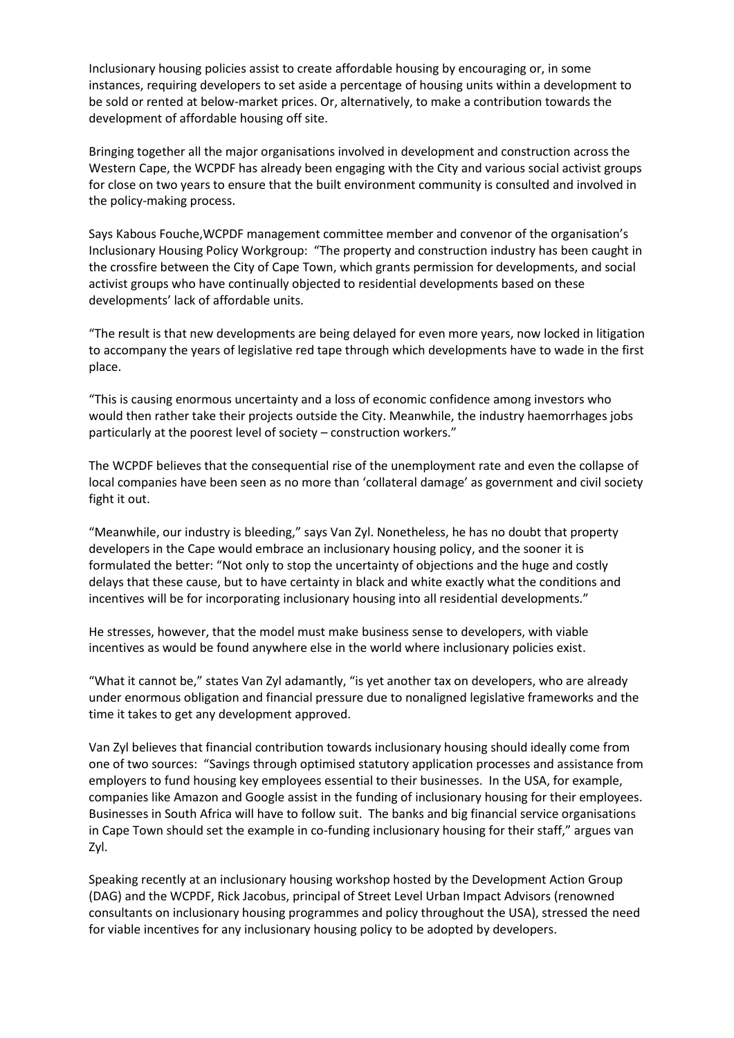Inclusionary housing policies assist to create affordable housing by encouraging or, in some instances, requiring developers to set aside a percentage of housing units within a development to be sold or rented at below-market prices. Or, alternatively, to make a contribution towards the development of affordable housing off site.

Bringing together all the major organisations involved in development and construction across the Western Cape, the WCPDF has already been engaging with the City and various social activist groups for close on two years to ensure that the built environment community is consulted and involved in the policy-making process.

Says Kabous Fouche,WCPDF management committee member and convenor of the organisation's Inclusionary Housing Policy Workgroup: "The property and construction industry has been caught in the crossfire between the City of Cape Town, which grants permission for developments, and social activist groups who have continually objected to residential developments based on these developments' lack of affordable units.

"The result is that new developments are being delayed for even more years, now locked in litigation to accompany the years of legislative red tape through which developments have to wade in the first place.

"This is causing enormous uncertainty and a loss of economic confidence among investors who would then rather take their projects outside the City. Meanwhile, the industry haemorrhages jobs particularly at the poorest level of society – construction workers."

The WCPDF believes that the consequential rise of the unemployment rate and even the collapse of local companies have been seen as no more than 'collateral damage' as government and civil society fight it out.

"Meanwhile, our industry is bleeding," says Van Zyl. Nonetheless, he has no doubt that property developers in the Cape would embrace an inclusionary housing policy, and the sooner it is formulated the better: "Not only to stop the uncertainty of objections and the huge and costly delays that these cause, but to have certainty in black and white exactly what the conditions and incentives will be for incorporating inclusionary housing into all residential developments."

He stresses, however, that the model must make business sense to developers, with viable incentives as would be found anywhere else in the world where inclusionary policies exist.

"What it cannot be," states Van Zyl adamantly, "is yet another tax on developers, who are already under enormous obligation and financial pressure due to nonaligned legislative frameworks and the time it takes to get any development approved.

Van Zyl believes that financial contribution towards inclusionary housing should ideally come from one of two sources: "Savings through optimised statutory application processes and assistance from employers to fund housing key employees essential to their businesses. In the USA, for example, companies like Amazon and Google assist in the funding of inclusionary housing for their employees. Businesses in South Africa will have to follow suit. The banks and big financial service organisations in Cape Town should set the example in co-funding inclusionary housing for their staff," argues van Zyl.

Speaking recently at an inclusionary housing workshop hosted by the Development Action Group (DAG) and the WCPDF, Rick Jacobus, principal of Street Level Urban Impact Advisors (renowned consultants on inclusionary housing programmes and policy throughout the USA), stressed the need for viable incentives for any inclusionary housing policy to be adopted by developers.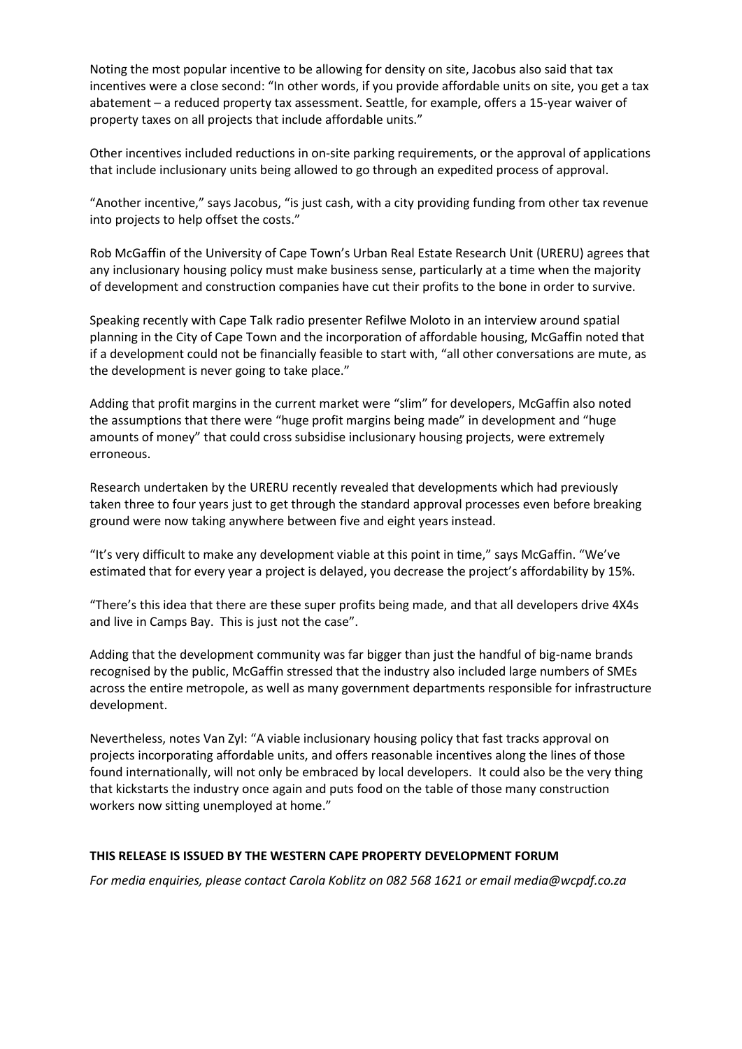Noting the most popular incentive to be allowing for density on site, Jacobus also said that tax incentives were a close second: "In other words, if you provide affordable units on site, you get a tax abatement – a reduced property tax assessment. Seattle, for example, offers a 15-year waiver of property taxes on all projects that include affordable units."

Other incentives included reductions in on-site parking requirements, or the approval of applications that include inclusionary units being allowed to go through an expedited process of approval.

"Another incentive," says Jacobus, "is just cash, with a city providing funding from other tax revenue into projects to help offset the costs."

Rob McGaffin of the University of Cape Town's Urban Real Estate Research Unit (URERU) agrees that any inclusionary housing policy must make business sense, particularly at a time when the majority of development and construction companies have cut their profits to the bone in order to survive.

Speaking recently with Cape Talk radio presenter Refilwe Moloto in an interview around spatial planning in the City of Cape Town and the incorporation of affordable housing, McGaffin noted that if a development could not be financially feasible to start with, "all other conversations are mute, as the development is never going to take place."

Adding that profit margins in the current market were "slim" for developers, McGaffin also noted the assumptions that there were "huge profit margins being made" in development and "huge amounts of money" that could cross subsidise inclusionary housing projects, were extremely erroneous.

Research undertaken by the URERU recently revealed that developments which had previously taken three to four years just to get through the standard approval processes even before breaking ground were now taking anywhere between five and eight years instead.

"It's very difficult to make any development viable at this point in time," says McGaffin. "We've estimated that for every year a project is delayed, you decrease the project's affordability by 15%.

"There's this idea that there are these super profits being made, and that all developers drive 4X4s and live in Camps Bay. This is just not the case".

Adding that the development community was far bigger than just the handful of big-name brands recognised by the public, McGaffin stressed that the industry also included large numbers of SMEs across the entire metropole, as well as many government departments responsible for infrastructure development.

Nevertheless, notes Van Zyl: "A viable inclusionary housing policy that fast tracks approval on projects incorporating affordable units, and offers reasonable incentives along the lines of those found internationally, will not only be embraced by local developers. It could also be the very thing that kickstarts the industry once again and puts food on the table of those many construction workers now sitting unemployed at home."

**THIS RELEASE IS ISSUED BY THE WESTERN CAPE PROPERTY DEVELOPMENT FORUM**

*For media enquiries, please contact Carola Koblitz on 082 568 1621 or email media@wcpdf.co.za*